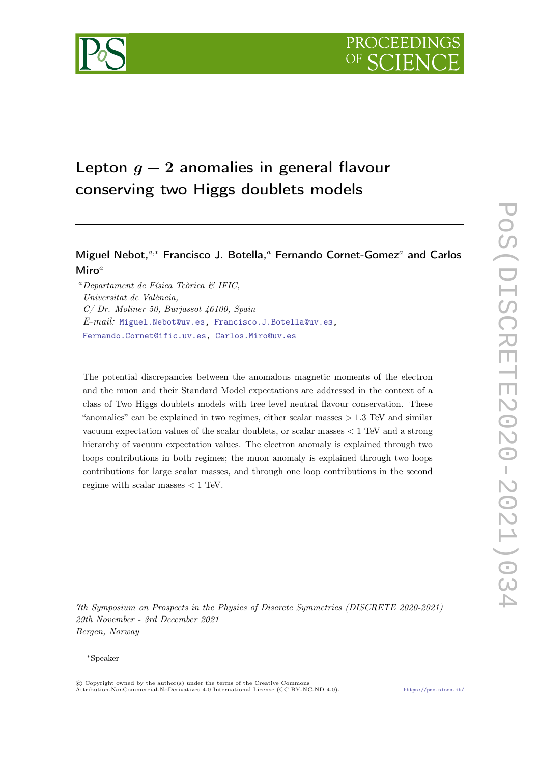# Lepton $g-2$ anomalies in general flavour conserving two Higgs doublets models

**Miguel Nebot,**[a,*] **Francisco J. Botella,**[a] **Fernando Cornet-Gomez**[a] **and Carlos Miro**[a]

[a] *Departament de Física Teòrica & IFIC, Universitat de València, C/ Dr. Moliner 50, Burjassot 46100, Spain*

*E-mail:* Miguel.Nebot@uv.es, Francisco.J.Botella@uv.es, Fernando.Cornet@ific.uv.es, Carlos.Miro@uv.es

The potential discrepancies between the anomalous magnetic moments of the electron and the muon and their Standard Model expectations are addressed in the context of a class of Two Higgs doublets models with tree level neutral flavour conservation. These "anomalies" can be explained in two regimes, either scalar masses $> 1.3$ TeV and similar vacuum expectation values of the scalar doublets, or scalar masses $< 1$ TeV and a strong hierarchy of vacuum expectation values. The electron anomaly is explained through two loops contributions in both regimes; the muon anomaly is explained through two loops contributions for large scalar masses, and through one loop contributions in the second regime with scalar masses $< 1$ TeV.

*7th Symposium on Prospects in the Physics of Discrete Symmetries (DISCRETE 2020-2021)*
*29th November - 3rd December 2021*
*Bergen, Norway*

---

*Speaker

© Copyright owned by the author(s) under the terms of the Creative Commons Attribution-NonCommercial-NoDerivatives 4.0 International License (CC BY-NC-ND 4.0). https://pos.sissa.it/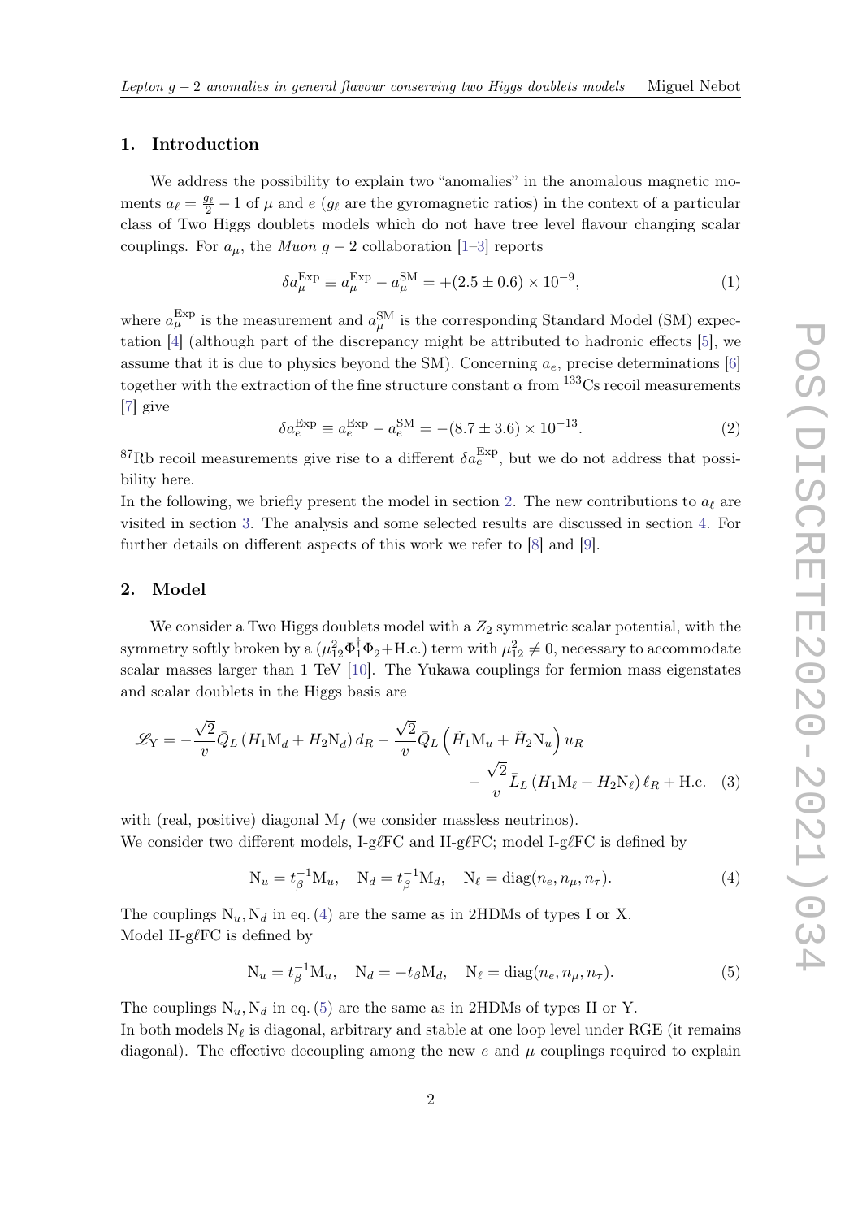## 1. Introduction

We address the possibility to explain two "anomalies" in the anomalous magnetic moments $a_\ell = \frac{g_\ell}{2} - 1$ of $\mu$ and $e$ ($g_\ell$ are the gyromagnetic ratios) in the context of a particular class of Two Higgs doublets models which do not have tree level flavour changing scalar couplings. For $a_\mu$, the *Muon g − 2* collaboration [1–3] reports

$$\delta a_\mu^{\text{Exp}} \equiv a_\mu^{\text{Exp}} - a_\mu^{\text{SM}} = +(2.5 \pm 0.6) \times 10^{-9}, \tag{1}$$

where $a_\mu^{\text{Exp}}$ is the measurement and $a_\mu^{\text{SM}}$ is the corresponding Standard Model (SM) expectation [4] (although part of the discrepancy might be attributed to hadronic effects [5], we assume that it is due to physics beyond the SM). Concerning $a_e$, precise determinations [6] together with the extraction of the fine structure constant $\alpha$ from $^{133}$Cs recoil measurements [7] give

$$\delta a_e^{\text{Exp}} \equiv a_e^{\text{Exp}} - a_e^{\text{SM}} = -(8.7 \pm 3.6) \times 10^{-13}. \tag{2}$$

$^{87}$Rb recoil measurements give rise to a different $\delta a_e^{\text{Exp}}$, but we do not address that possibility here.

In the following, we briefly present the model in section 2. The new contributions to $a_\ell$ are visited in section 3. The analysis and some selected results are discussed in section 4. For further details on different aspects of this work we refer to [8] and [9].

## 2. Model

We consider a Two Higgs doublets model with a $Z_2$ symmetric scalar potential, with the symmetry softly broken by a ($\mu_{12}^2 \Phi_1^\dagger \Phi_2$+H.c.) term with $\mu_{12}^2 \neq 0$, necessary to accommodate scalar masses larger than 1 TeV [10]. The Yukawa couplings for fermion mass eigenstates and scalar doublets in the Higgs basis are

$$\begin{aligned}\mathscr{L}_{\text{Y}} = -\frac{\sqrt{2}}{v}\bar{Q}_L \left(H_1 \text{M}_d + H_2 \text{N}_d\right) d_R - \frac{\sqrt{2}}{v}\bar{Q}_L \left(\tilde{H}_1 \text{M}_u + \tilde{H}_2 \text{N}_u\right) u_R \\ - \frac{\sqrt{2}}{v}\bar{L}_L \left(H_1 \text{M}_\ell + H_2 \text{N}_\ell\right) \ell_R + \text{H.c.}\end{aligned} \tag{3}$$

with (real, positive) diagonal $\text{M}_f$ (we consider massless neutrinos).

We consider two different models, I-g$\ell$FC and II-g$\ell$FC; model I-g$\ell$FC is defined by

$$\text{N}_u = t_\beta^{-1} \text{M}_u, \quad \text{N}_d = t_\beta^{-1} \text{M}_d, \quad \text{N}_\ell = \text{diag}(n_e, n_\mu, n_\tau). \tag{4}$$

The couplings $\text{N}_u, \text{N}_d$ in eq. (4) are the same as in 2HDMs of types I or X.

Model II-g$\ell$FC is defined by

$$\text{N}_u = t_\beta^{-1} \text{M}_u, \quad \text{N}_d = -t_\beta \text{M}_d, \quad \text{N}_\ell = \text{diag}(n_e, n_\mu, n_\tau). \tag{5}$$

The couplings $\text{N}_u, \text{N}_d$ in eq. (5) are the same as in 2HDMs of types II or Y.

In both models $\text{N}_\ell$ is diagonal, arbitrary and stable at one loop level under RGE (it remains diagonal). The effective decoupling among the new $e$ and $\mu$ couplings required to explain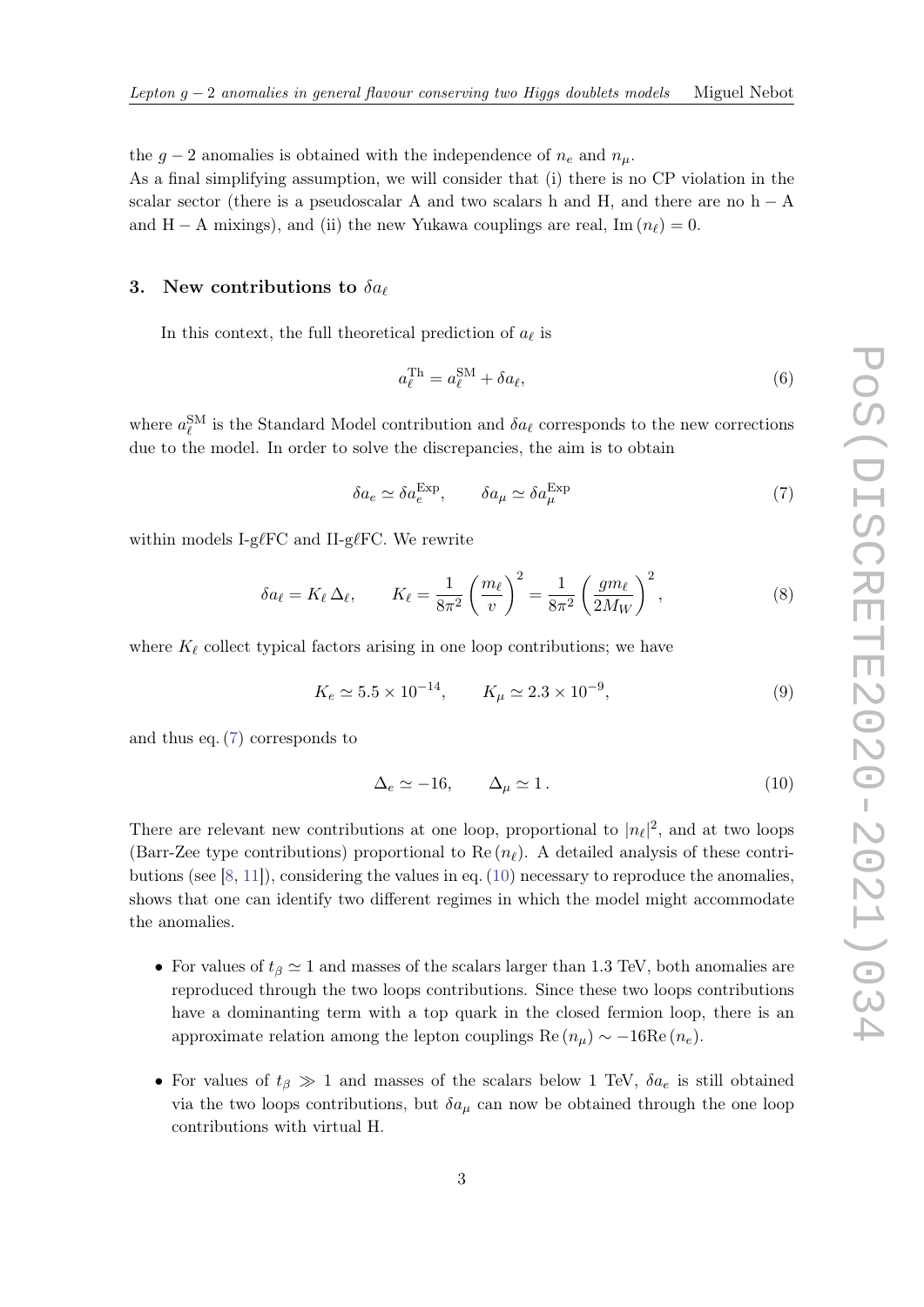the $g-2$ anomalies is obtained with the independence of $n_e$ and $n_\mu$.
As a final simplifying assumption, we will consider that (i) there is no CP violation in the scalar sector (there is a pseudoscalar A and two scalars h and H, and there are no h − A and H − A mixings), and (ii) the new Yukawa couplings are real, $\mathrm{Im}\,(n_\ell) = 0$.

## 3. New contributions to $\delta a_\ell$

In this context, the full theoretical prediction of $a_\ell$ is

$$a_\ell^{\mathrm{Th}} = a_\ell^{\mathrm{SM}} + \delta a_\ell, \tag{6}$$

where $a_\ell^{\mathrm{SM}}$ is the Standard Model contribution and $\delta a_\ell$ corresponds to the new corrections due to the model. In order to solve the discrepancies, the aim is to obtain

$$\delta a_e \simeq \delta a_e^{\mathrm{Exp}}, \qquad \delta a_\mu \simeq \delta a_\mu^{\mathrm{Exp}} \tag{7}$$

within models I-g$\ell$FC and II-g$\ell$FC. We rewrite

$$\delta a_\ell = K_\ell\, \Delta_\ell, \qquad K_\ell = \frac{1}{8\pi^2}\left(\frac{m_\ell}{v}\right)^2 = \frac{1}{8\pi^2}\left(\frac{g m_\ell}{2M_W}\right)^2, \tag{8}$$

where $K_\ell$ collect typical factors arising in one loop contributions; we have

$$K_e \simeq 5.5\times 10^{-14}, \qquad K_\mu \simeq 2.3\times 10^{-9}, \tag{9}$$

and thus eq. (7) corresponds to

$$\Delta_e \simeq -16, \qquad \Delta_\mu \simeq 1\,. \tag{10}$$

There are relevant new contributions at one loop, proportional to $|n_\ell|^2$, and at two loops (Barr-Zee type contributions) proportional to $\mathrm{Re}\,(n_\ell)$. A detailed analysis of these contributions (see [8, 11]), considering the values in eq. (10) necessary to reproduce the anomalies, shows that one can identify two different regimes in which the model might accommodate the anomalies.

- For values of $t_\beta \simeq 1$ and masses of the scalars larger than 1.3 TeV, both anomalies are reproduced through the two loops contributions. Since these two loops contributions have a dominanting term with a top quark in the closed fermion loop, there is an approximate relation among the lepton couplings $\mathrm{Re}\,(n_\mu) \sim -16\mathrm{Re}\,(n_e)$.

- For values of $t_\beta \gg 1$ and masses of the scalars below 1 TeV, $\delta a_e$ is still obtained via the two loops contributions, but $\delta a_\mu$ can now be obtained through the one loop contributions with virtual H.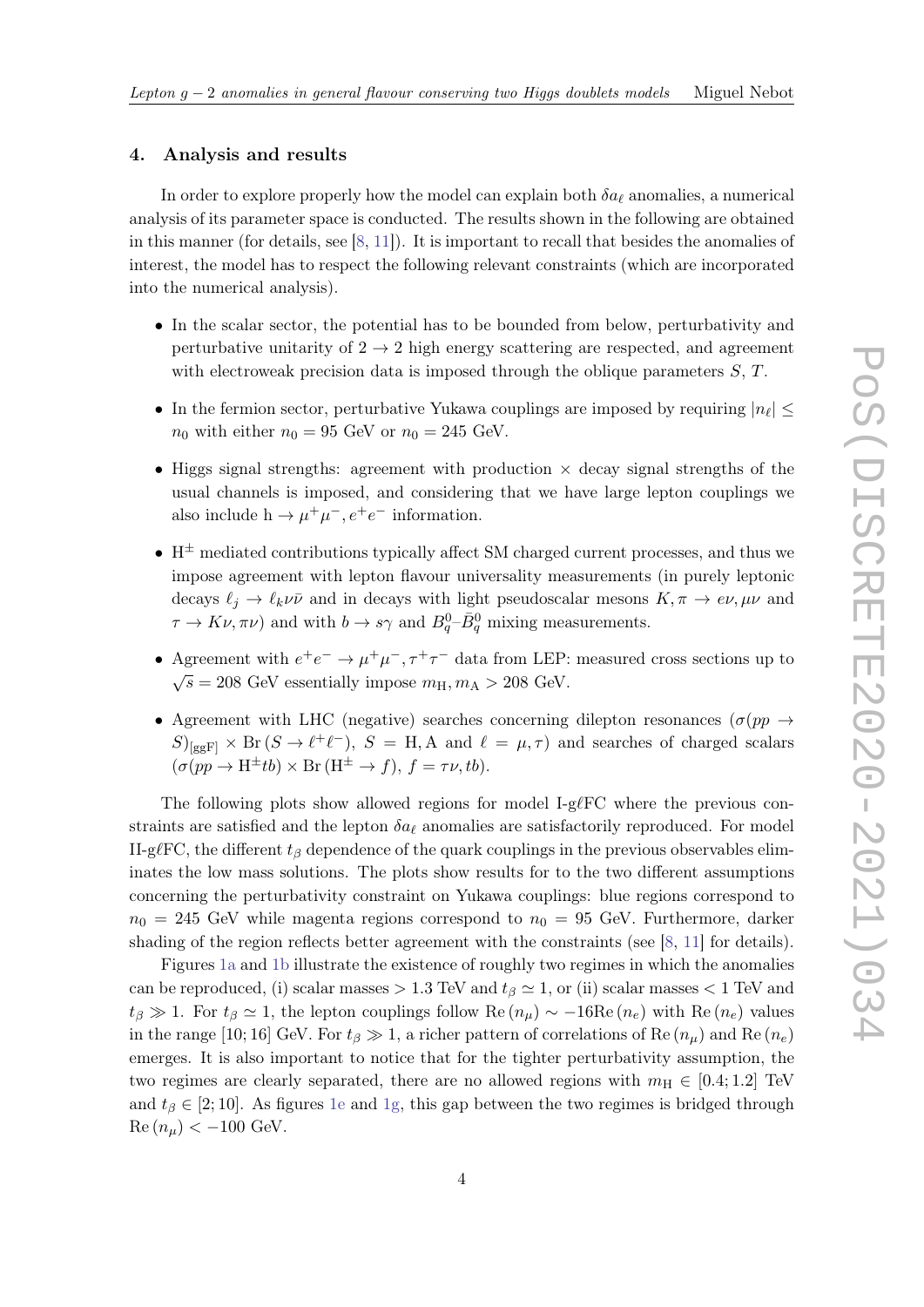## 4. Analysis and results

In order to explore properly how the model can explain both $\delta a_\ell$ anomalies, a numerical analysis of its parameter space is conducted. The results shown in the following are obtained in this manner (for details, see [8, 11]). It is important to recall that besides the anomalies of interest, the model has to respect the following relevant constraints (which are incorporated into the numerical analysis).

- In the scalar sector, the potential has to be bounded from below, perturbativity and perturbative unitarity of $2 \to 2$ high energy scattering are respected, and agreement with electroweak precision data is imposed through the oblique parameters $S$, $T$.
- In the fermion sector, perturbative Yukawa couplings are imposed by requiring $|n_\ell| \leq n_0$ with either $n_0 = 95$ GeV or $n_0 = 245$ GeV.
- Higgs signal strengths: agreement with production × decay signal strengths of the usual channels is imposed, and considering that we have large lepton couplings we also include $\mathrm{h} \to \mu^+\mu^-, e^+e^-$ information.
- $\mathrm{H}^\pm$ mediated contributions typically affect SM charged current processes, and thus we impose agreement with lepton flavour universality measurements (in purely leptonic decays $\ell_j \to \ell_k \nu\bar{\nu}$ and in decays with light pseudoscalar mesons $K, \pi \to e\nu, \mu\nu$ and $\tau \to K\nu, \pi\nu$) and with $b \to s\gamma$ and $B_q^0$–$\bar{B}_q^0$ mixing measurements.
- Agreement with $e^+e^- \to \mu^+\mu^-, \tau^+\tau^-$ data from LEP: measured cross sections up to $\sqrt{s} = 208$ GeV essentially impose $m_{\mathrm{H}}, m_{\mathrm{A}} > 208$ GeV.
- Agreement with LHC (negative) searches concerning dilepton resonances ($\sigma(pp \to S)_{[\mathrm{ggF}]} \times \mathrm{Br}\,(S \to \ell^+\ell^-)$, $S = \mathrm{H}, \mathrm{A}$ and $\ell = \mu, \tau$) and searches of charged scalars ($\sigma(pp \to \mathrm{H}^\pm tb) \times \mathrm{Br}\,(\mathrm{H}^\pm \to f)$, $f = \tau\nu, tb$).

The following plots show allowed regions for model I-g$\ell$FC where the previous constraints are satisfied and the lepton $\delta a_\ell$ anomalies are satisfactorily reproduced. For model II-g$\ell$FC, the different $t_\beta$ dependence of the quark couplings in the previous observables eliminates the low mass solutions. The plots show results for to the two different assumptions concerning the perturbativity constraint on Yukawa couplings: blue regions correspond to $n_0 = 245$ GeV while magenta regions correspond to $n_0 = 95$ GeV. Furthermore, darker shading of the region reflects better agreement with the constraints (see [8, 11] for details).

Figures 1a and 1b illustrate the existence of roughly two regimes in which the anomalies can be reproduced, (i) scalar masses $> 1.3$ TeV and $t_\beta \simeq 1$, or (ii) scalar masses $< 1$ TeV and $t_\beta \gg 1$. For $t_\beta \simeq 1$, the lepton couplings follow $\mathrm{Re}\,(n_\mu) \sim -16\mathrm{Re}\,(n_e)$ with $\mathrm{Re}\,(n_e)$ values in the range $[10; 16]$ GeV. For $t_\beta \gg 1$, a richer pattern of correlations of $\mathrm{Re}\,(n_\mu)$ and $\mathrm{Re}\,(n_e)$ emerges. It is also important to notice that for the tighter perturbativity assumption, the two regimes are clearly separated, there are no allowed regions with $m_{\mathrm{H}} \in [0.4; 1.2]$ TeV and $t_\beta \in [2; 10]$. As figures 1e and 1g, this gap between the two regimes is bridged through $\mathrm{Re}\,(n_\mu) < -100$ GeV.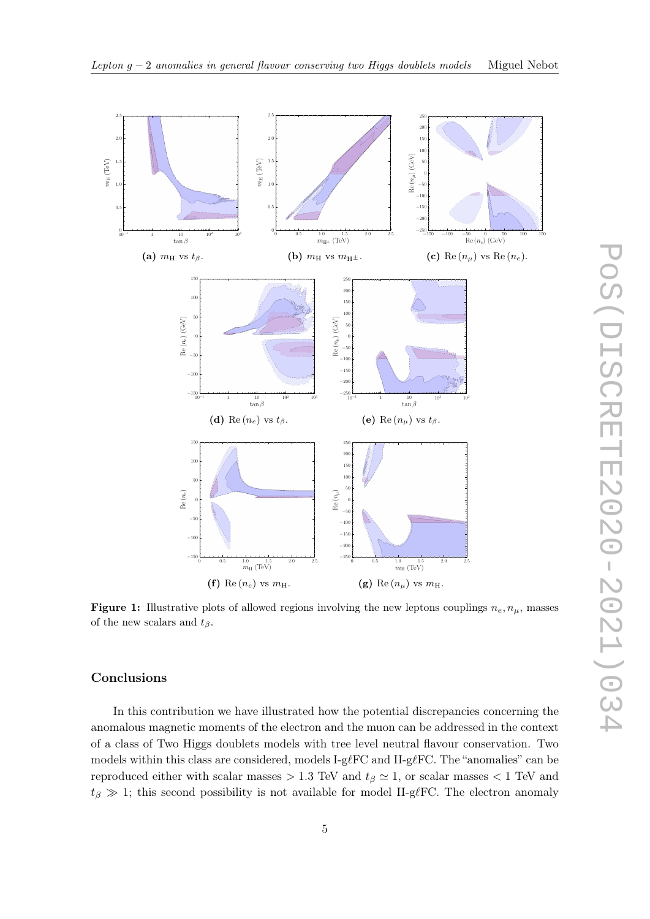**(a)** $m_{\mathrm{H}}$ vs $t_\beta$.

**(b)** $m_{\mathrm{H}}$ vs $m_{\mathrm{H}^\pm}$.

**(c)** $\mathrm{Re}\,(n_\mu)$ vs $\mathrm{Re}\,(n_e)$.

**(d)** $\mathrm{Re}\,(n_e)$ vs $t_\beta$.

**(e)** $\mathrm{Re}\,(n_\mu)$ vs $t_\beta$.

**(f)** $\mathrm{Re}\,(n_e)$ vs $m_{\mathrm{H}}$.

**(g)** $\mathrm{Re}\,(n_\mu)$ vs $m_{\mathrm{H}}$.

**Figure 1:** Illustrative plots of allowed regions involving the new leptons couplings $n_e, n_\mu$, masses of the new scalars and $t_\beta$.

## Conclusions

In this contribution we have illustrated how the potential discrepancies concerning the anomalous magnetic moments of the electron and the muon can be addressed in the context of a class of Two Higgs doublets models with tree level neutral flavour conservation. Two models within this class are considered, models I-g$\ell$FC and II-g$\ell$FC. The "anomalies" can be reproduced either with scalar masses $> 1.3$ TeV and $t_\beta \simeq 1$, or scalar masses $< 1$ TeV and $t_\beta \gg 1$; this second possibility is not available for model II-g$\ell$FC. The electron anomaly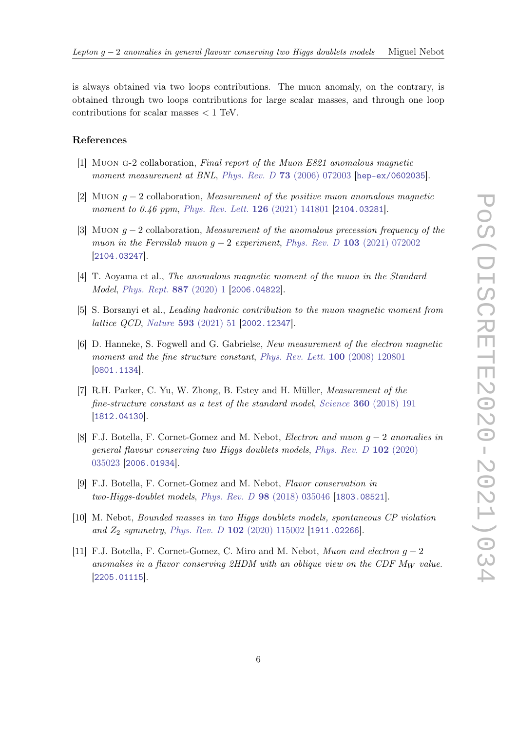is always obtained via two loops contributions. The muon anomaly, on the contrary, is obtained through two loops contributions for large scalar masses, and through one loop contributions for scalar masses < 1 TeV.

## References

[1] Muon g-2 collaboration, *Final report of the Muon E821 anomalous magnetic moment measurement at BNL*, *Phys. Rev. D* **73** (2006) 072003 [hep-ex/0602035].

[2] Muon $g-2$ collaboration, *Measurement of the positive muon anomalous magnetic moment to 0.46 ppm*, *Phys. Rev. Lett.* **126** (2021) 141801 [2104.03281].

[3] Muon $g-2$ collaboration, *Measurement of the anomalous precession frequency of the muon in the Fermilab muon $g-2$ experiment*, *Phys. Rev. D* **103** (2021) 072002 [2104.03247].

[4] T. Aoyama et al., *The anomalous magnetic moment of the muon in the Standard Model*, *Phys. Rept.* **887** (2020) 1 [2006.04822].

[5] S. Borsanyi et al., *Leading hadronic contribution to the muon magnetic moment from lattice QCD*, *Nature* **593** (2021) 51 [2002.12347].

[6] D. Hanneke, S. Fogwell and G. Gabrielse, *New measurement of the electron magnetic moment and the fine structure constant*, *Phys. Rev. Lett.* **100** (2008) 120801 [0801.1134].

[7] R.H. Parker, C. Yu, W. Zhong, B. Estey and H. Müller, *Measurement of the fine-structure constant as a test of the standard model*, *Science* **360** (2018) 191 [1812.04130].

[8] F.J. Botella, F. Cornet-Gomez and M. Nebot, *Electron and muon $g-2$ anomalies in general flavour conserving two Higgs doublets models*, *Phys. Rev. D* **102** (2020) 035023 [2006.01934].

[9] F.J. Botella, F. Cornet-Gomez and M. Nebot, *Flavor conservation in two-Higgs-doublet models*, *Phys. Rev. D* **98** (2018) 035046 [1803.08521].

[10] M. Nebot, *Bounded masses in two Higgs doublets models, spontaneous CP violation and $Z_2$ symmetry*, *Phys. Rev. D* **102** (2020) 115002 [1911.02266].

[11] F.J. Botella, F. Cornet-Gomez, C. Miro and M. Nebot, *Muon and electron $g-2$ anomalies in a flavor conserving 2HDM with an oblique view on the CDF $M_W$ value.* [2205.01115].